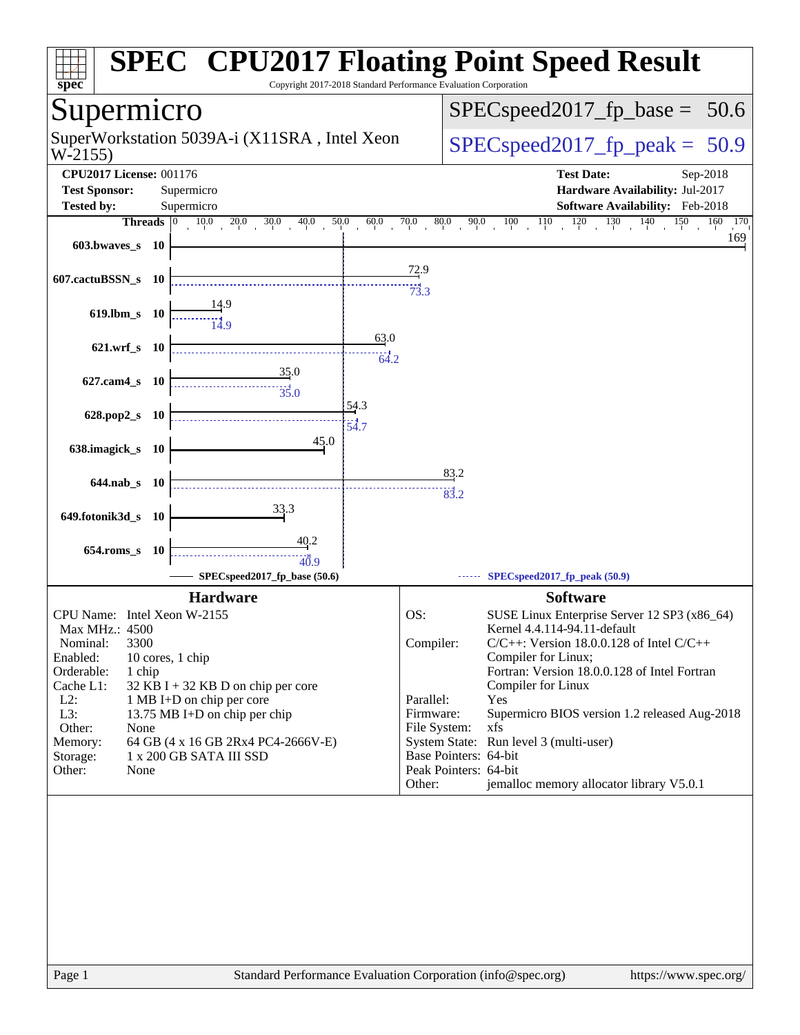# SPEC CPU2017 Floating Point Speed Result

Copyright 2017-2018 Standard Performance Evaluation Corporation

## Supermicro

SuperWorkstation 5039A-i (X11SRA , Intel Xeon W-2155)

SPECspeed2017_fp_base = 50.6

SPECspeed2017_fp_peak = 50.9

**CPU2017 License:** 001176
**Test Sponsor:** Supermicro
**Tested by:** Supermicro

**Test Date:** Sep-2018
**Hardware Availability:** Jul-2017
**Software Availability:** Feb-2018

| Benchmark | Threads | Base | Peak |
|---|---|---|---|
| 603.bwaves_s | 10 | 169 | |
| 607.cactuBSSN_s | 10 | 72.9 | 73.3 |
| 619.lbm_s | 10 | 14.9 | 14.9 |
| 621.wrf_s | 10 | 63.0 | 64.2 |
| 627.cam4_s | 10 | 35.0 | 35.0 |
| 628.pop2_s | 10 | 54.3 | 54.7 |
| 638.imagick_s | 10 | 45.0 | |
| 644.nab_s | 10 | 83.2 | 83.2 |
| 649.fotonik3d_s | 10 | 33.3 | |
| 654.roms_s | 10 | 40.2 | 40.9 |

SPECspeed2017_fp_base (50.6) — SPECspeed2017_fp_peak (50.9)

## Hardware

| | |
|---|---|
| CPU Name: | Intel Xeon W-2155 |
| Max MHz.: | 4500 |
| Nominal: | 3300 |
| Enabled: | 10 cores, 1 chip |
| Orderable: | 1 chip |
| Cache L1: | 32 KB I + 32 KB D on chip per core |
| L2: | 1 MB I+D on chip per core |
| L3: | 13.75 MB I+D on chip per chip |
| Other: | None |
| Memory: | 64 GB (4 x 16 GB 2Rx4 PC4-2666V-E) |
| Storage: | 1 x 200 GB SATA III SSD |
| Other: | None |

## Software

| | |
|---|---|
| OS: | SUSE Linux Enterprise Server 12 SP3 (x86_64) Kernel 4.4.114-94.11-default |
| Compiler: | C/C++: Version 18.0.0.128 of Intel C/C++ Compiler for Linux; Fortran: Version 18.0.0.128 of Intel Fortran Compiler for Linux |
| Parallel: | Yes |
| Firmware: | Supermicro BIOS version 1.2 released Aug-2018 |
| File System: | xfs |
| System State: | Run level 3 (multi-user) |
| Base Pointers: | 64-bit |
| Peak Pointers: | 64-bit |
| Other: | jemalloc memory allocator library V5.0.1 |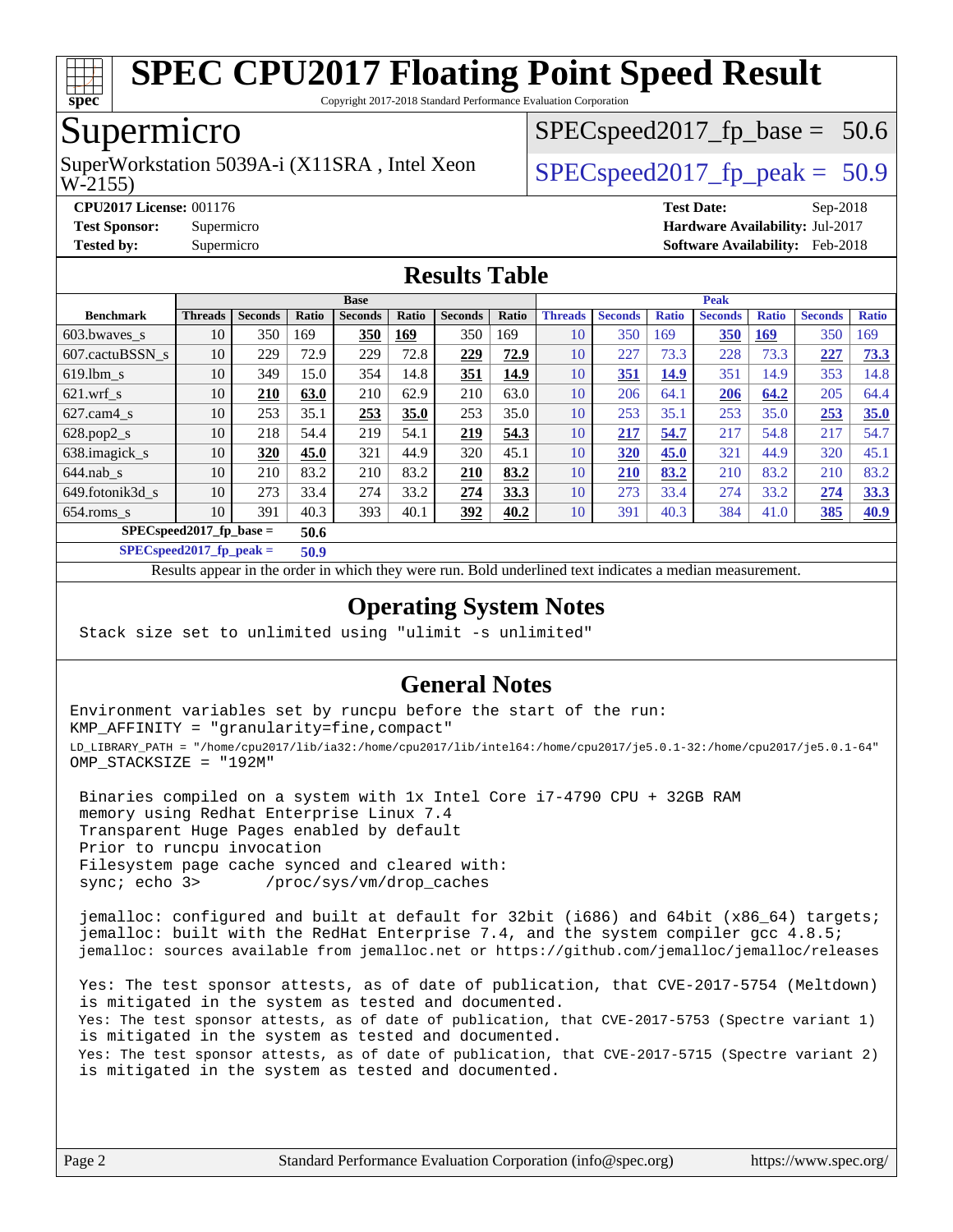# SPEC CPU2017 Floating Point Speed Result

Copyright 2017-2018 Standard Performance Evaluation Corporation

## Supermicro

SuperWorkstation 5039A-i (X11SRA , Intel Xeon W-2155)

SPECspeed2017_fp_base = 50.6

SPECspeed2017_fp_peak = 50.9

**CPU2017 License:** 001176
**Test Sponsor:** Supermicro
**Tested by:** Supermicro

**Test Date:** Sep-2018
**Hardware Availability:** Jul-2017
**Software Availability:** Feb-2018

## Results Table

| Benchmark | Base | | | | | | | Peak | | | | | | |
|---|---|---|---|---|---|---|---|---|---|---|---|---|---|---|
| | Threads | Seconds | Ratio | Seconds | Ratio | Seconds | Ratio | Threads | Seconds | Ratio | Seconds | Ratio | Seconds | Ratio |
| 603.bwaves_s | 10 | 350 | 169 | **350** | **169** | 350 | 169 | 10 | 350 | 169 | **350** | **169** | 350 | 169 |
| 607.cactuBSSN_s | 10 | 229 | 72.9 | 229 | 72.8 | **229** | **72.9** | 10 | 227 | 73.3 | 228 | 73.3 | **227** | **73.3** |
| 619.lbm_s | 10 | 349 | 15.0 | 354 | 14.8 | **351** | **14.9** | 10 | **351** | **14.9** | 351 | 14.9 | 353 | 14.8 |
| 621.wrf_s | 10 | **210** | **63.0** | 210 | 62.9 | 210 | 63.0 | 10 | 206 | 64.1 | **206** | **64.2** | 205 | 64.4 |
| 627.cam4_s | 10 | 253 | 35.1 | **253** | **35.0** | 253 | 35.0 | 10 | 253 | 35.1 | 253 | 35.0 | **253** | **35.0** |
| 628.pop2_s | 10 | 218 | 54.4 | 219 | 54.1 | **219** | **54.3** | 10 | **217** | **54.7** | 217 | 54.8 | 217 | 54.7 |
| 638.imagick_s | 10 | **320** | **45.0** | 321 | 44.9 | 320 | 45.1 | 10 | **320** | **45.0** | 321 | 44.9 | 320 | 45.1 |
| 644.nab_s | 10 | 210 | 83.2 | 210 | 83.2 | **210** | **83.2** | 10 | **210** | **83.2** | 210 | 83.2 | 210 | 83.2 |
| 649.fotonik3d_s | 10 | 273 | 33.4 | 274 | 33.2 | **274** | **33.3** | 10 | 273 | 33.4 | 274 | 33.2 | **274** | **33.3** |
| 654.roms_s | 10 | 391 | 40.3 | 393 | 40.1 | **392** | **40.2** | 10 | 391 | 40.3 | 384 | 41.0 | **385** | **40.9** |

**SPECspeed2017_fp_base = 50.6**

**SPECspeed2017_fp_peak = 50.9**

Results appear in the order in which they were run. Bold underlined text indicates a median measurement.

## Operating System Notes

```
Stack size set to unlimited using "ulimit -s unlimited"
```

## General Notes

```
Environment variables set by runcpu before the start of the run:
KMP_AFFINITY = "granularity=fine,compact"
LD_LIBRARY_PATH = "/home/cpu2017/lib/ia32:/home/cpu2017/lib/intel64:/home/cpu2017/je5.0.1-32:/home/cpu2017/je5.0.1-64"
OMP_STACKSIZE = "192M"

 Binaries compiled on a system with 1x Intel Core i7-4790 CPU + 32GB RAM
 memory using Redhat Enterprise Linux 7.4
 Transparent Huge Pages enabled by default
 Prior to runcpu invocation
 Filesystem page cache synced and cleared with:
 sync; echo 3>       /proc/sys/vm/drop_caches

 jemalloc: configured and built at default for 32bit (i686) and 64bit (x86_64) targets;
 jemalloc: built with the RedHat Enterprise 7.4, and the system compiler gcc 4.8.5;
 jemalloc: sources available from jemalloc.net or https://github.com/jemalloc/jemalloc/releases

 Yes: The test sponsor attests, as of date of publication, that CVE-2017-5754 (Meltdown)
 is mitigated in the system as tested and documented.
 Yes: The test sponsor attests, as of date of publication, that CVE-2017-5753 (Spectre variant 1)
 is mitigated in the system as tested and documented.
 Yes: The test sponsor attests, as of date of publication, that CVE-2017-5715 (Spectre variant 2)
 is mitigated in the system as tested and documented.
```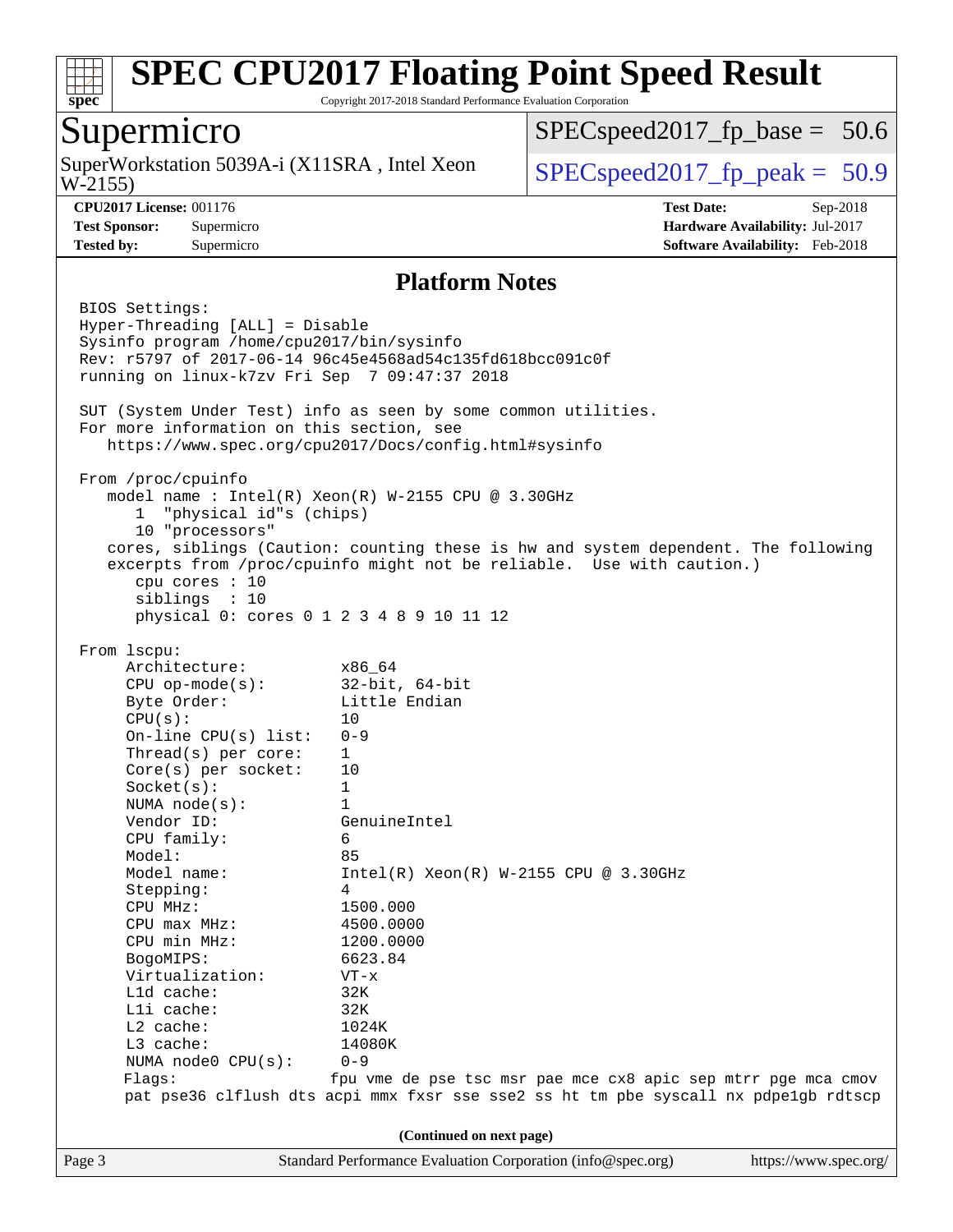# SPEC CPU2017 Floating Point Speed Result

Copyright 2017-2018 Standard Performance Evaluation Corporation

## Supermicro

SuperWorkstation 5039A-i (X11SRA , Intel Xeon W-2155)

SPECspeed2017_fp_base = 50.6

SPECspeed2017_fp_peak = 50.9

**CPU2017 License:** 001176
**Test Sponsor:** Supermicro
**Tested by:** Supermicro

**Test Date:** Sep-2018
**Hardware Availability:** Jul-2017
**Software Availability:** Feb-2018

### Platform Notes

```
BIOS Settings:
Hyper-Threading [ALL] = Disable
Sysinfo program /home/cpu2017/bin/sysinfo
Rev: r5797 of 2017-06-14 96c45e4568ad54c135fd618bcc091c0f
running on linux-k7zv Fri Sep  7 09:47:37 2018

SUT (System Under Test) info as seen by some common utilities.
For more information on this section, see
   https://www.spec.org/cpu2017/Docs/config.html#sysinfo

From /proc/cpuinfo
   model name : Intel(R) Xeon(R) W-2155 CPU @ 3.30GHz
      1  "physical id"s (chips)
      10 "processors"
   cores, siblings (Caution: counting these is hw and system dependent. The following
   excerpts from /proc/cpuinfo might not be reliable.  Use with caution.)
      cpu cores : 10
      siblings  : 10
      physical 0: cores 0 1 2 3 4 8 9 10 11 12

From lscpu:
     Architecture:          x86_64
     CPU op-mode(s):        32-bit, 64-bit
     Byte Order:            Little Endian
     CPU(s):                10
     On-line CPU(s) list:   0-9
     Thread(s) per core:    1
     Core(s) per socket:    10
     Socket(s):             1
     NUMA node(s):          1
     Vendor ID:             GenuineIntel
     CPU family:            6
     Model:                 85
     Model name:            Intel(R) Xeon(R) W-2155 CPU @ 3.30GHz
     Stepping:              4
     CPU MHz:               1500.000
     CPU max MHz:           4500.0000
     CPU min MHz:           1200.0000
     BogoMIPS:              6623.84
     Virtualization:        VT-x
     L1d cache:             32K
     L1i cache:             32K
     L2 cache:              1024K
     L3 cache:              14080K
     NUMA node0 CPU(s):     0-9
     Flags:                fpu vme de pse tsc msr pae mce cx8 apic sep mtrr pge mca cmov
     pat pse36 clflush dts acpi mmx fxsr sse sse2 ss ht tm pbe syscall nx pdpe1gb rdtscp
```

**(Continued on next page)**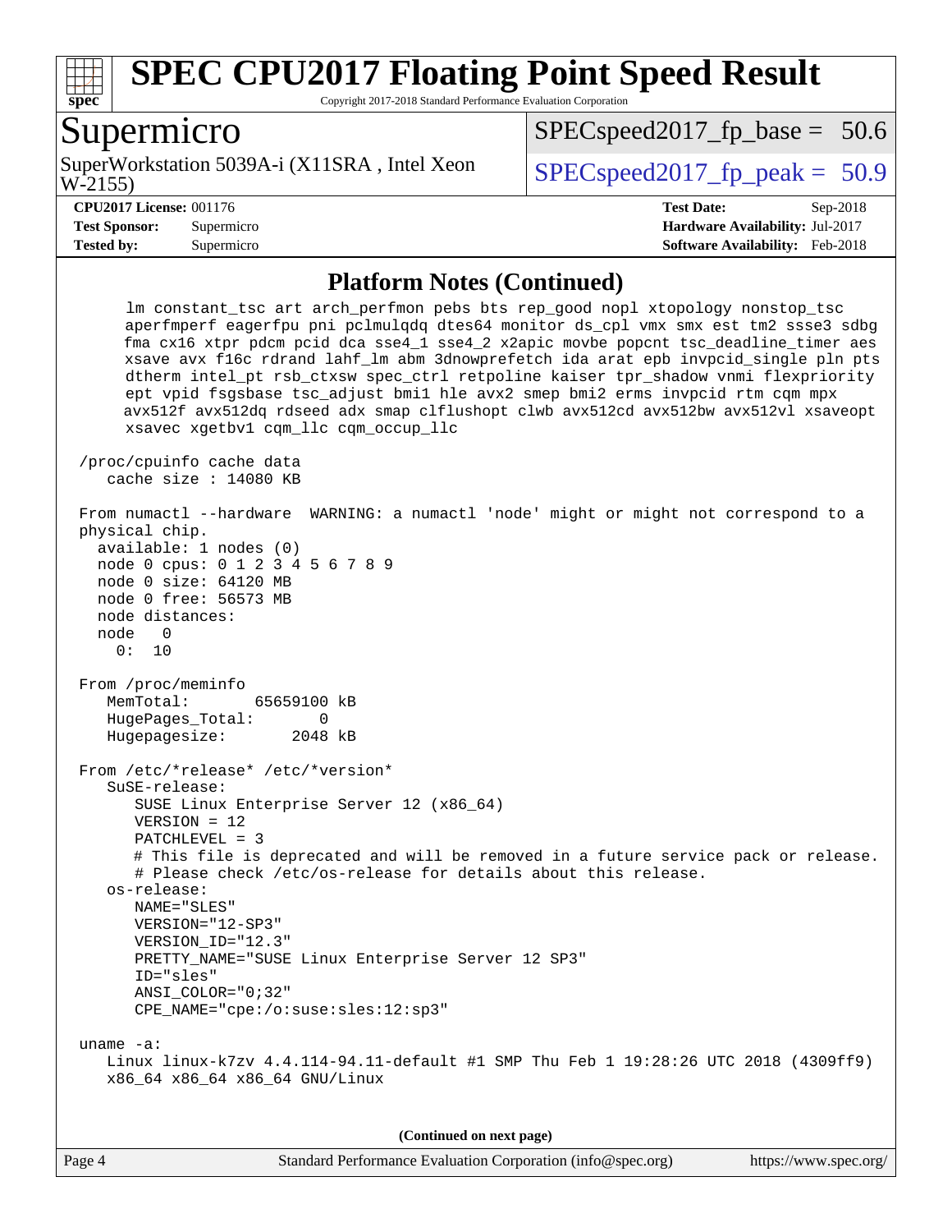## Platform Notes (Continued)

```
     lm constant_tsc art arch_perfmon pebs bts rep_good nopl xtopology nonstop_tsc
     aperfmperf eagerfpu pni pclmulqdq dtes64 monitor ds_cpl vmx smx est tm2 ssse3 sdbg
     fma cx16 xtpr pdcm pcid dca sse4_1 sse4_2 x2apic movbe popcnt tsc_deadline_timer aes
     xsave avx f16c rdrand lahf_lm abm 3dnowprefetch ida arat epb invpcid_single pln pts
     dtherm intel_pt rsb_ctxsw spec_ctrl retpoline kaiser tpr_shadow vnmi flexpriority
     ept vpid fsgsbase tsc_adjust bmi1 hle avx2 smep bmi2 erms invpcid rtm cqm mpx
     avx512f avx512dq rdseed adx smap clflushopt clwb avx512cd avx512bw avx512vl xsaveopt
     xsavec xgetbv1 cqm_llc cqm_occup_llc

 /proc/cpuinfo cache data
    cache size : 14080 KB

 From numactl --hardware  WARNING: a numactl 'node' might or might not correspond to a
 physical chip.
   available: 1 nodes (0)
   node 0 cpus: 0 1 2 3 4 5 6 7 8 9
   node 0 size: 64120 MB
   node 0 free: 56573 MB
   node distances:
   node   0
     0:  10

 From /proc/meminfo
    MemTotal:       65659100 kB
    HugePages_Total:       0
    Hugepagesize:       2048 kB

 From /etc/*release* /etc/*version*
    SuSE-release:
       SUSE Linux Enterprise Server 12 (x86_64)
       VERSION = 12
       PATCHLEVEL = 3
       # This file is deprecated and will be removed in a future service pack or release.
       # Please check /etc/os-release for details about this release.
    os-release:
       NAME="SLES"
       VERSION="12-SP3"
       VERSION_ID="12.3"
       PRETTY_NAME="SUSE Linux Enterprise Server 12 SP3"
       ID="sles"
       ANSI_COLOR="0;32"
       CPE_NAME="cpe:/o:suse:sles:12:sp3"

 uname -a:
    Linux linux-k7zv 4.4.114-94.11-default #1 SMP Thu Feb 1 19:28:26 UTC 2018 (4309ff9)
    x86_64 x86_64 x86_64 GNU/Linux
```

(Continued on next page)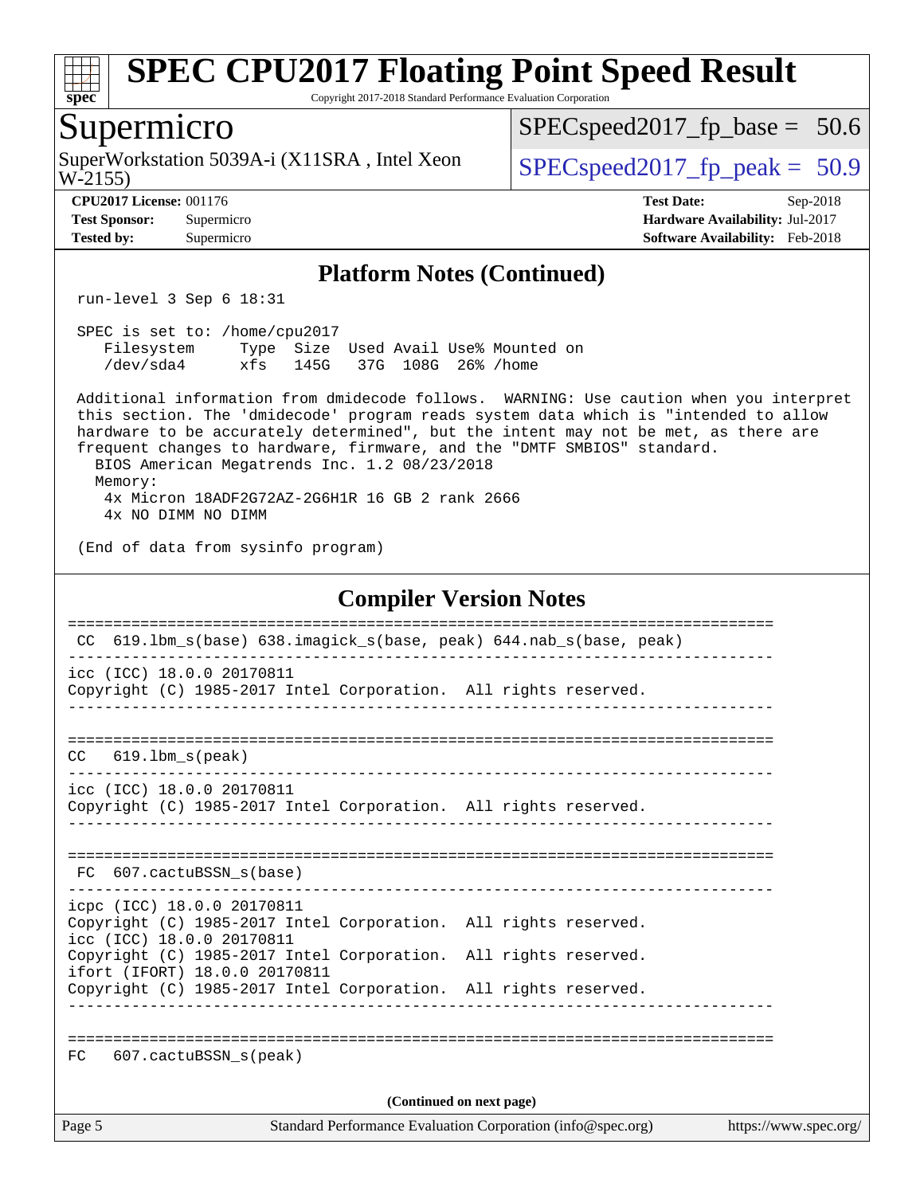# SPEC CPU2017 Floating Point Speed Result

Copyright 2017-2018 Standard Performance Evaluation Corporation

## Supermicro

SuperWorkstation 5039A-i (X11SRA , Intel Xeon W-2155)

SPECspeed2017_fp_base = 50.6

SPECspeed2017_fp_peak = 50.9

**CPU2017 License:** 001176
**Test Sponsor:** Supermicro
**Tested by:** Supermicro

**Test Date:** Sep-2018
**Hardware Availability:** Jul-2017
**Software Availability:** Feb-2018

### Platform Notes (Continued)

```
 run-level 3 Sep 6 18:31

 SPEC is set to: /home/cpu2017
    Filesystem     Type  Size  Used Avail Use% Mounted on
    /dev/sda4      xfs   145G   37G  108G  26% /home

 Additional information from dmidecode follows.  WARNING: Use caution when you interpret
 this section. The 'dmidecode' program reads system data which is "intended to allow
 hardware to be accurately determined", but the intent may not be met, as there are
 frequent changes to hardware, firmware, and the "DMTF SMBIOS" standard.
   BIOS American Megatrends Inc. 1.2 08/23/2018
   Memory:
    4x Micron 18ADF2G72AZ-2G6H1R 16 GB 2 rank 2666
    4x NO DIMM NO DIMM

 (End of data from sysinfo program)
```

### Compiler Version Notes

```
==============================================================================
 CC  619.lbm_s(base) 638.imagick_s(base, peak) 644.nab_s(base, peak)
------------------------------------------------------------------------------
icc (ICC) 18.0.0 20170811
Copyright (C) 1985-2017 Intel Corporation.  All rights reserved.
------------------------------------------------------------------------------

==============================================================================
CC   619.lbm_s(peak)
------------------------------------------------------------------------------
icc (ICC) 18.0.0 20170811
Copyright (C) 1985-2017 Intel Corporation.  All rights reserved.
------------------------------------------------------------------------------

==============================================================================
 FC  607.cactuBSSN_s(base)
------------------------------------------------------------------------------
icpc (ICC) 18.0.0 20170811
Copyright (C) 1985-2017 Intel Corporation.  All rights reserved.
icc (ICC) 18.0.0 20170811
Copyright (C) 1985-2017 Intel Corporation.  All rights reserved.
ifort (IFORT) 18.0.0 20170811
Copyright (C) 1985-2017 Intel Corporation.  All rights reserved.
------------------------------------------------------------------------------

==============================================================================
FC   607.cactuBSSN_s(peak)
```

(Continued on next page)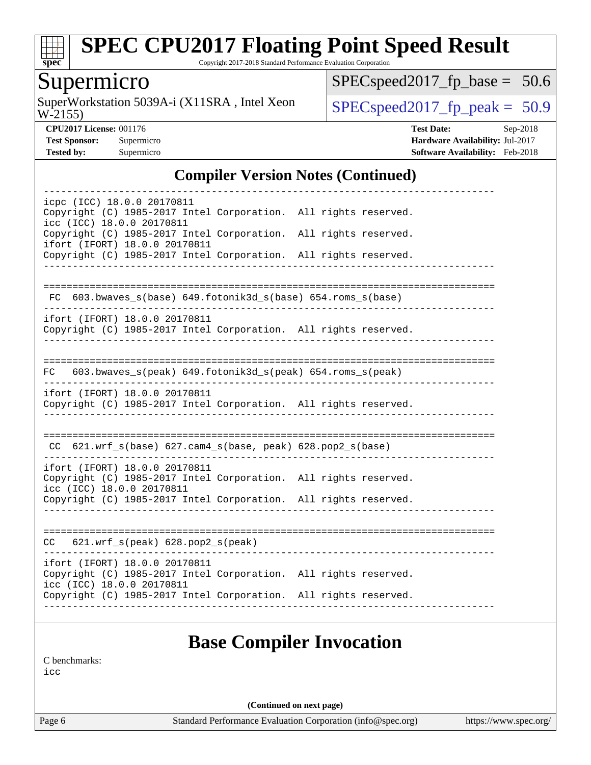# SPEC CPU2017 Floating Point Speed Result

Copyright 2017-2018 Standard Performance Evaluation Corporation

## Supermicro

SuperWorkstation 5039A-i (X11SRA , Intel Xeon W-2155)

SPECspeed2017_fp_base = 50.6

SPECspeed2017_fp_peak = 50.9

**CPU2017 License:** 001176
**Test Sponsor:** Supermicro
**Tested by:** Supermicro

**Test Date:** Sep-2018
**Hardware Availability:** Jul-2017
**Software Availability:** Feb-2018

## Compiler Version Notes (Continued)

```
------------------------------------------------------------------------------
icpc (ICC) 18.0.0 20170811
Copyright (C) 1985-2017 Intel Corporation.  All rights reserved.
icc (ICC) 18.0.0 20170811
Copyright (C) 1985-2017 Intel Corporation.  All rights reserved.
ifort (IFORT) 18.0.0 20170811
Copyright (C) 1985-2017 Intel Corporation.  All rights reserved.
------------------------------------------------------------------------------

==============================================================================
 FC  603.bwaves_s(base) 649.fotonik3d_s(base) 654.roms_s(base)
------------------------------------------------------------------------------
ifort (IFORT) 18.0.0 20170811
Copyright (C) 1985-2017 Intel Corporation.  All rights reserved.
------------------------------------------------------------------------------

==============================================================================
FC   603.bwaves_s(peak) 649.fotonik3d_s(peak) 654.roms_s(peak)
------------------------------------------------------------------------------
ifort (IFORT) 18.0.0 20170811
Copyright (C) 1985-2017 Intel Corporation.  All rights reserved.
------------------------------------------------------------------------------

==============================================================================
 CC  621.wrf_s(base) 627.cam4_s(base, peak) 628.pop2_s(base)
------------------------------------------------------------------------------
ifort (IFORT) 18.0.0 20170811
Copyright (C) 1985-2017 Intel Corporation.  All rights reserved.
icc (ICC) 18.0.0 20170811
Copyright (C) 1985-2017 Intel Corporation.  All rights reserved.
------------------------------------------------------------------------------

==============================================================================
CC   621.wrf_s(peak) 628.pop2_s(peak)
------------------------------------------------------------------------------
ifort (IFORT) 18.0.0 20170811
Copyright (C) 1985-2017 Intel Corporation.  All rights reserved.
icc (ICC) 18.0.0 20170811
Copyright (C) 1985-2017 Intel Corporation.  All rights reserved.
------------------------------------------------------------------------------
```

## Base Compiler Invocation

C benchmarks:
icc

**(Continued on next page)**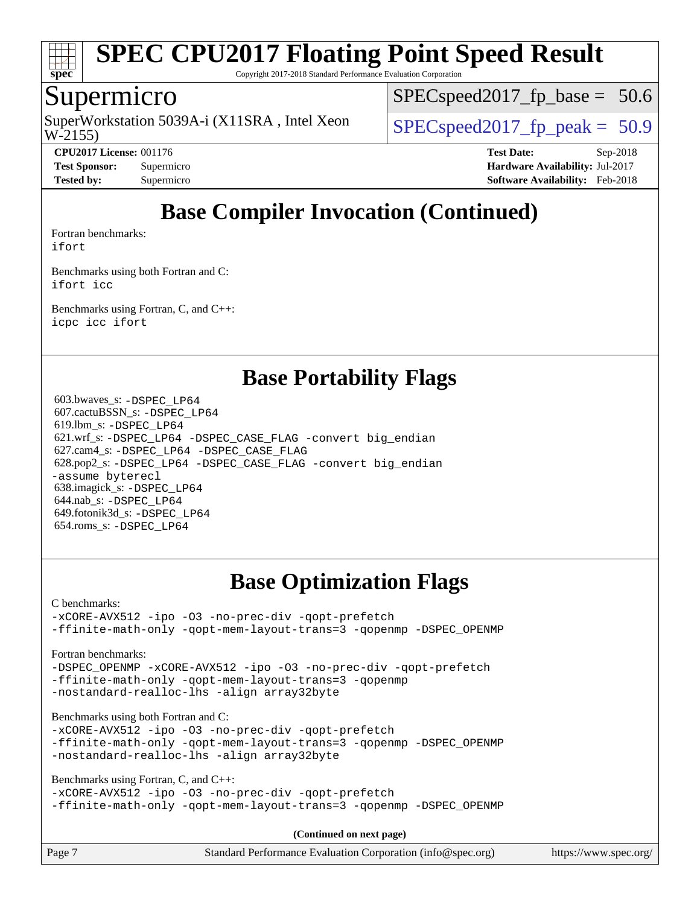# Base Compiler Invocation (Continued)

Fortran benchmarks:
ifort

Benchmarks using both Fortran and C:
ifort icc

Benchmarks using Fortran, C, and C++:
icpc icc ifort

# Base Portability Flags

603.bwaves_s: -DSPEC_LP64
607.cactuBSSN_s: -DSPEC_LP64
619.lbm_s: -DSPEC_LP64
621.wrf_s: -DSPEC_LP64 -DSPEC_CASE_FLAG -convert big_endian
627.cam4_s: -DSPEC_LP64 -DSPEC_CASE_FLAG
628.pop2_s: -DSPEC_LP64 -DSPEC_CASE_FLAG -convert big_endian -assume byterecl
638.imagick_s: -DSPEC_LP64
644.nab_s: -DSPEC_LP64
649.fotonik3d_s: -DSPEC_LP64
654.roms_s: -DSPEC_LP64

# Base Optimization Flags

C benchmarks:
-xCORE-AVX512 -ipo -O3 -no-prec-div -qopt-prefetch
-ffinite-math-only -qopt-mem-layout-trans=3 -qopenmp -DSPEC_OPENMP

Fortran benchmarks:
-DSPEC_OPENMP -xCORE-AVX512 -ipo -O3 -no-prec-div -qopt-prefetch
-ffinite-math-only -qopt-mem-layout-trans=3 -qopenmp
-nostandard-realloc-lhs -align array32byte

Benchmarks using both Fortran and C:
-xCORE-AVX512 -ipo -O3 -no-prec-div -qopt-prefetch
-ffinite-math-only -qopt-mem-layout-trans=3 -qopenmp -DSPEC_OPENMP
-nostandard-realloc-lhs -align array32byte

Benchmarks using Fortran, C, and C++:
-xCORE-AVX512 -ipo -O3 -no-prec-div -qopt-prefetch
-ffinite-math-only -qopt-mem-layout-trans=3 -qopenmp -DSPEC_OPENMP

**(Continued on next page)**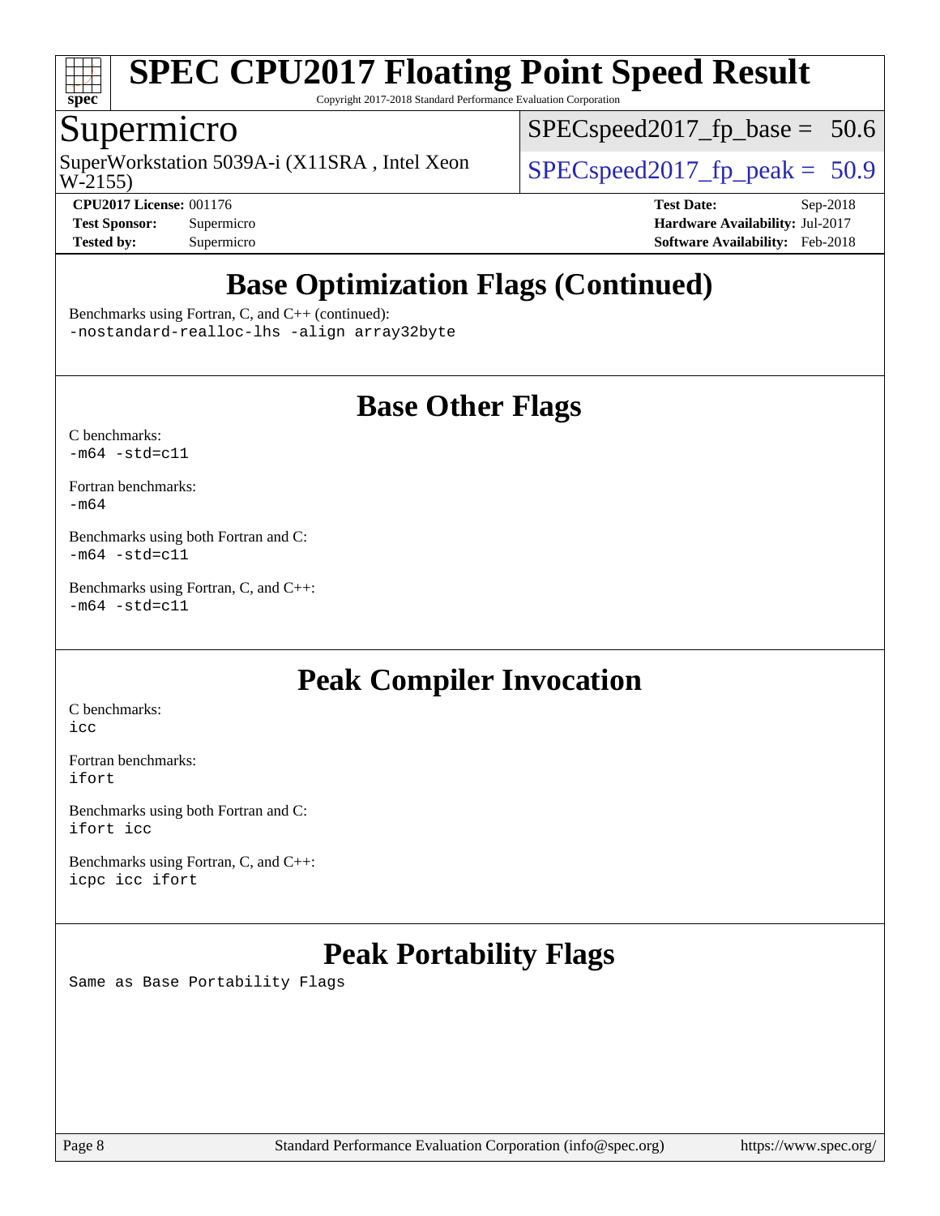# SPEC CPU2017 Floating Point Speed Result

Copyright 2017-2018 Standard Performance Evaluation Corporation

## Supermicro

SuperWorkstation 5039A-i (X11SRA , Intel Xeon W-2155)

SPECspeed2017_fp_base = 50.6

SPECspeed2017_fp_peak = 50.9

**CPU2017 License:** 001176
**Test Sponsor:** Supermicro
**Tested by:** Supermicro

**Test Date:** Sep-2018
**Hardware Availability:** Jul-2017
**Software Availability:** Feb-2018

## Base Optimization Flags (Continued)

Benchmarks using Fortran, C, and C++ (continued):
`-nostandard-realloc-lhs -align array32byte`

## Base Other Flags

C benchmarks:
`-m64 -std=c11`

Fortran benchmarks:
`-m64`

Benchmarks using both Fortran and C:
`-m64 -std=c11`

Benchmarks using Fortran, C, and C++:
`-m64 -std=c11`

## Peak Compiler Invocation

C benchmarks:
`icc`

Fortran benchmarks:
`ifort`

Benchmarks using both Fortran and C:
`ifort icc`

Benchmarks using Fortran, C, and C++:
`icpc icc ifort`

## Peak Portability Flags

Same as Base Portability Flags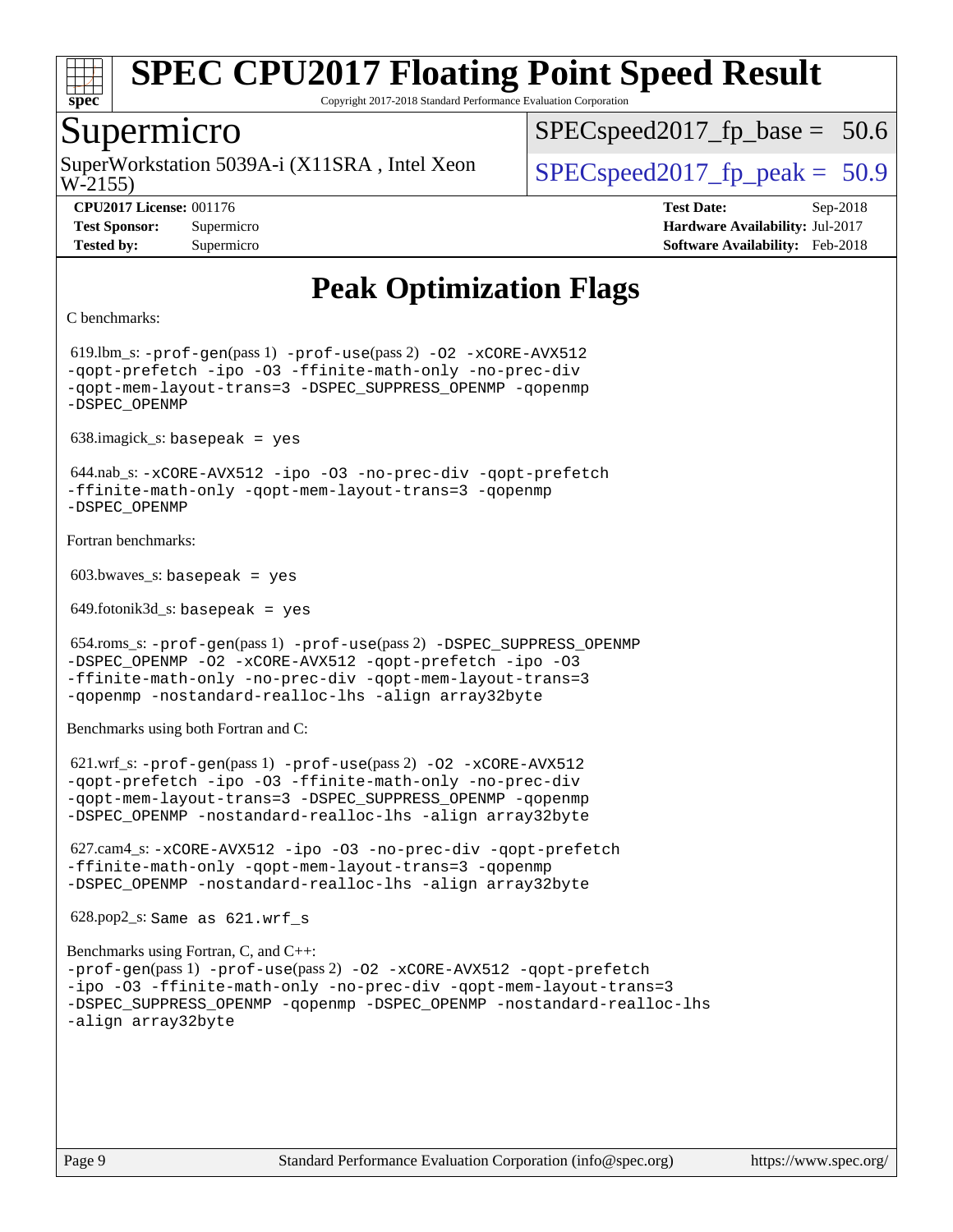# SPEC CPU2017 Floating Point Speed Result

Copyright 2017-2018 Standard Performance Evaluation Corporation

## Supermicro

SuperWorkstation 5039A-i (X11SRA , Intel Xeon W-2155)

SPECspeed2017_fp_base = 50.6

SPECspeed2017_fp_peak = 50.9

**CPU2017 License:** 001176
**Test Sponsor:** Supermicro
**Tested by:** Supermicro
**Test Date:** Sep-2018
**Hardware Availability:** Jul-2017
**Software Availability:** Feb-2018

# Peak Optimization Flags

C benchmarks:

619.lbm_s: `-prof-gen`(pass 1) `-prof-use`(pass 2) `-O2 -xCORE-AVX512 -qopt-prefetch -ipo -O3 -ffinite-math-only -no-prec-div -qopt-mem-layout-trans=3 -DSPEC_SUPPRESS_OPENMP -qopenmp -DSPEC_OPENMP`

638.imagick_s: `basepeak = yes`

644.nab_s: `-xCORE-AVX512 -ipo -O3 -no-prec-div -qopt-prefetch -ffinite-math-only -qopt-mem-layout-trans=3 -qopenmp -DSPEC_OPENMP`

Fortran benchmarks:

603.bwaves_s: `basepeak = yes`

649.fotonik3d_s: `basepeak = yes`

654.roms_s: `-prof-gen`(pass 1) `-prof-use`(pass 2) `-DSPEC_SUPPRESS_OPENMP -DSPEC_OPENMP -O2 -xCORE-AVX512 -qopt-prefetch -ipo -O3 -ffinite-math-only -no-prec-div -qopt-mem-layout-trans=3 -qopenmp -nostandard-realloc-lhs -align array32byte`

Benchmarks using both Fortran and C:

621.wrf_s: `-prof-gen`(pass 1) `-prof-use`(pass 2) `-O2 -xCORE-AVX512 -qopt-prefetch -ipo -O3 -ffinite-math-only -no-prec-div -qopt-mem-layout-trans=3 -DSPEC_SUPPRESS_OPENMP -qopenmp -DSPEC_OPENMP -nostandard-realloc-lhs -align array32byte`

627.cam4_s: `-xCORE-AVX512 -ipo -O3 -no-prec-div -qopt-prefetch -ffinite-math-only -qopt-mem-layout-trans=3 -qopenmp -DSPEC_OPENMP -nostandard-realloc-lhs -align array32byte`

628.pop2_s: `Same as 621.wrf_s`

Benchmarks using Fortran, C, and C++:
`-prof-gen`(pass 1) `-prof-use`(pass 2) `-O2 -xCORE-AVX512 -qopt-prefetch -ipo -O3 -ffinite-math-only -no-prec-div -qopt-mem-layout-trans=3 -DSPEC_SUPPRESS_OPENMP -qopenmp -DSPEC_OPENMP -nostandard-realloc-lhs -align array32byte`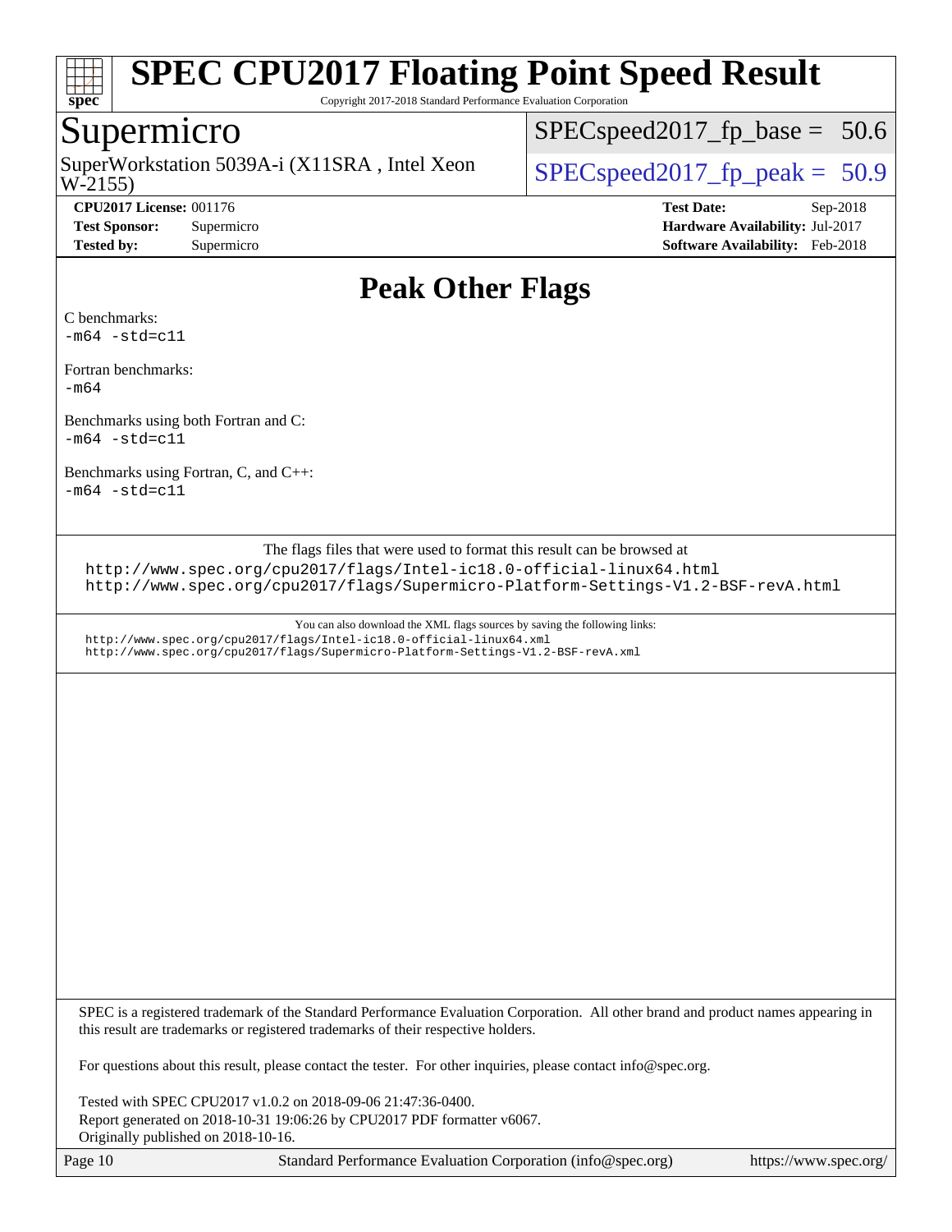# SPEC CPU2017 Floating Point Speed Result

Copyright 2017-2018 Standard Performance Evaluation Corporation

## Supermicro

SuperWorkstation 5039A-i (X11SRA , Intel Xeon W-2155)

SPECspeed2017_fp_base = 50.6

SPECspeed2017_fp_peak = 50.9

**CPU2017 License:** 001176
**Test Sponsor:** Supermicro
**Tested by:** Supermicro

**Test Date:** Sep-2018
**Hardware Availability:** Jul-2017
**Software Availability:** Feb-2018

## Peak Other Flags

C benchmarks:
-m64 -std=c11

Fortran benchmarks:
-m64

Benchmarks using both Fortran and C:
-m64 -std=c11

Benchmarks using Fortran, C, and C++:
-m64 -std=c11

The flags files that were used to format this result can be browsed at
http://www.spec.org/cpu2017/flags/Intel-ic18.0-official-linux64.html
http://www.spec.org/cpu2017/flags/Supermicro-Platform-Settings-V1.2-BSF-revA.html

You can also download the XML flags sources by saving the following links:
http://www.spec.org/cpu2017/flags/Intel-ic18.0-official-linux64.xml
http://www.spec.org/cpu2017/flags/Supermicro-Platform-Settings-V1.2-BSF-revA.xml

SPEC is a registered trademark of the Standard Performance Evaluation Corporation. All other brand and product names appearing in this result are trademarks or registered trademarks of their respective holders.

For questions about this result, please contact the tester. For other inquiries, please contact info@spec.org.

Tested with SPEC CPU2017 v1.0.2 on 2018-09-06 21:47:36-0400.
Report generated on 2018-10-31 19:06:26 by CPU2017 PDF formatter v6067.
Originally published on 2018-10-16.